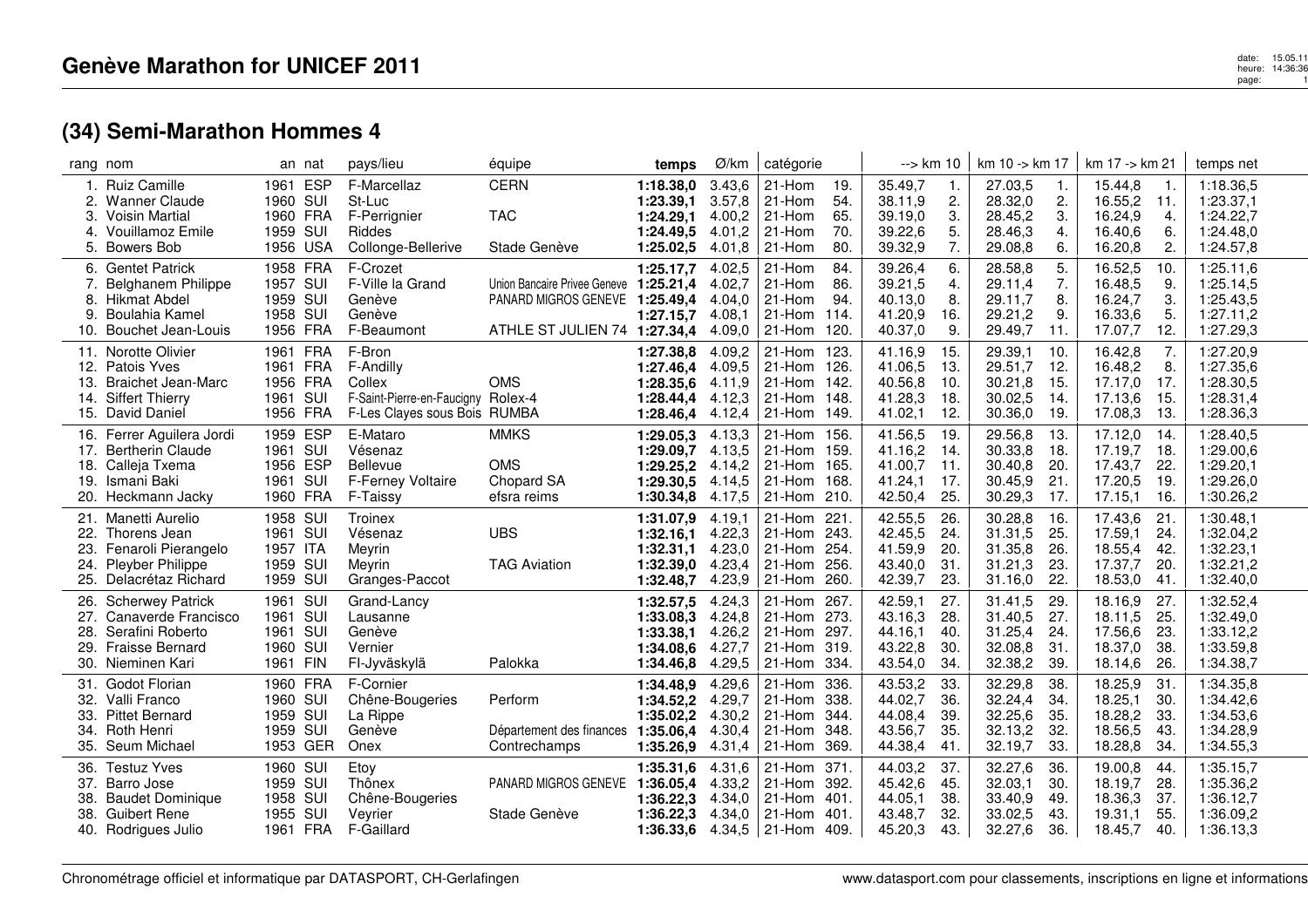# Genève Marathon for UNICEF 2011

## (34) Semi-Marathon Hommes 4

| rang | nom | an | nat | pays/lieu | équipe | temps | Ø/km | catégorie | | --> km 10 | | km 10 -> km 17 | | km 17 -> km 21 | | temps net |
|---|---|---|---|---|---|---|---|---|---|---|---|---|---|---|---|---|
| 1. | Ruiz Camille | 1961 | ESP | F-Marcellaz | CERN | **1:18.38,0** | 3.43,6 | 21-Hom | 19. | 35.49,7 | 1. | 27.03,5 | 1. | 15.44,8 | 1. | 1:18.36,5 |
| 2. | Wanner Claude | 1960 | SUI | St-Luc | | **1:23.39,1** | 3.57,8 | 21-Hom | 54. | 38.11,9 | 2. | 28.32,0 | 2. | 16.55,2 | 11. | 1:23.37,1 |
| 3. | Voisin Martial | 1960 | FRA | F-Perrignier | TAC | **1:24.29,1** | 4.00,2 | 21-Hom | 65. | 39.19,0 | 3. | 28.45,2 | 3. | 16.24,9 | 4. | 1:24.22,7 |
| 4. | Vouillamoz Emile | 1959 | SUI | Riddes | | **1:24.49,5** | 4.01,2 | 21-Hom | 70. | 39.22,6 | 5. | 28.46,3 | 4. | 16.40,6 | 6. | 1:24.48,0 |
| 5. | Bowers Bob | 1956 | USA | Collonge-Bellerive | Stade Genève | **1:25.02,5** | 4.01,8 | 21-Hom | 80. | 39.32,9 | 7. | 29.08,8 | 6. | 16.20,8 | 2. | 1:24.57,8 |
| 6. | Gentet Patrick | 1958 | FRA | F-Crozet | | **1:25.17,7** | 4.02,5 | 21-Hom | 84. | 39.26,4 | 6. | 28.58,8 | 5. | 16.52,5 | 10. | 1:25.11,6 |
| 7. | Belghanem Philippe | 1957 | SUI | F-Ville la Grand | Union Bancaire Privee Geneve | **1:25.21,4** | 4.02,7 | 21-Hom | 86. | 39.21,5 | 4. | 29.11,4 | 7. | 16.48,5 | 9. | 1:25.14,5 |
| 8. | Hikmat Abdel | 1959 | SUI | Genève | PANARD MIGROS GENEVE | **1:25.49,4** | 4.04,0 | 21-Hom | 94. | 40.13,0 | 8. | 29.11,7 | 8. | 16.24,7 | 3. | 1:25.43,5 |
| 9. | Boulahia Kamel | 1958 | SUI | Genève | | **1:27.15,7** | 4.08,1 | 21-Hom | 114. | 41.20,9 | 16. | 29.21,2 | 9. | 16.33,6 | 5. | 1:27.11,2 |
| 10. | Bouchet Jean-Louis | 1956 | FRA | F-Beaumont | ATHLE ST JULIEN 74 | **1:27.34,4** | 4.09,0 | 21-Hom | 120. | 40.37,0 | 9. | 29.49,7 | 11. | 17.07,7 | 12. | 1:27.29,3 |
| 11. | Norotte Olivier | 1961 | FRA | F-Bron | | **1:27.38,8** | 4.09,2 | 21-Hom | 123. | 41.16,9 | 15. | 29.39,1 | 10. | 16.42,8 | 7. | 1:27.20,9 |
| 12. | Patois Yves | 1961 | FRA | F-Andilly | | **1:27.46,4** | 4.09,5 | 21-Hom | 126. | 41.06,5 | 13. | 29.51,7 | 12. | 16.48,2 | 8. | 1:27.35,6 |
| 13. | Braichet Jean-Marc | 1956 | FRA | Collex | OMS | **1:28.35,6** | 4.11,9 | 21-Hom | 142. | 40.56,8 | 10. | 30.21,8 | 15. | 17.17,0 | 17. | 1:28.30,5 |
| 14. | Siffert Thierry | 1961 | SUI | F-Saint-Pierre-en-Faucigny | Rolex-4 | **1:28.44,4** | 4.12,3 | 21-Hom | 148. | 41.28,3 | 18. | 30.02,5 | 14. | 17.13,6 | 15. | 1:28.31,4 |
| 15. | David Daniel | 1956 | FRA | F-Les Clayes sous Bois | RUMBA | **1:28.46,4** | 4.12,4 | 21-Hom | 149. | 41.02,1 | 12. | 30.36,0 | 19. | 17.08,3 | 13. | 1:28.36,3 |
| 16. | Ferrer Aguilera Jordi | 1959 | ESP | E-Mataro | MMKS | **1:29.05,3** | 4.13,3 | 21-Hom | 156. | 41.56,5 | 19. | 29.56,8 | 13. | 17.12,0 | 14. | 1:28.40,5 |
| 17. | Bertherin Claude | 1961 | SUI | Vésenaz | | **1:29.09,7** | 4.13,5 | 21-Hom | 159. | 41.16,2 | 14. | 30.33,8 | 18. | 17.19,7 | 18. | 1:29.00,6 |
| 18. | Calleja Txema | 1956 | ESP | Bellevue | OMS | **1:29.25,2** | 4.14,2 | 21-Hom | 165. | 41.00,7 | 11. | 30.40,8 | 20. | 17.43,7 | 22. | 1:29.20,1 |
| 19. | Ismani Baki | 1961 | SUI | F-Ferney Voltaire | Chopard SA | **1:29.30,5** | 4.14,5 | 21-Hom | 168. | 41.24,1 | 17. | 30.45,9 | 21. | 17.20,5 | 19. | 1:29.26,0 |
| 20. | Heckmann Jacky | 1960 | FRA | F-Taissy | efsra reims | **1:30.34,8** | 4.17,5 | 21-Hom | 210. | 42.50,4 | 25. | 30.29,3 | 17. | 17.15,1 | 16. | 1:30.26,2 |
| 21. | Manetti Aurelio | 1958 | SUI | Troinex | | **1:31.07,9** | 4.19,1 | 21-Hom | 221. | 42.55,5 | 26. | 30.28,8 | 16. | 17.43,6 | 21. | 1:30.48,1 |
| 22. | Thorens Jean | 1961 | SUI | Vésenaz | UBS | **1:32.16,1** | 4.22,3 | 21-Hom | 243. | 42.45,5 | 24. | 31.31,5 | 25. | 17.59,1 | 24. | 1:32.04,2 |
| 23. | Fenaroli Pierangelo | 1957 | ITA | Meyrin | | **1:32.31,1** | 4.23,0 | 21-Hom | 254. | 41.59,9 | 20. | 31.35,8 | 26. | 18.55,4 | 42. | 1:32.23,1 |
| 24. | Pleyber Philippe | 1959 | SUI | Meyrin | TAG Aviation | **1:32.39,0** | 4.23,4 | 21-Hom | 256. | 43.40,0 | 31. | 31.21,3 | 23. | 17.37,7 | 20. | 1:32.21,2 |
| 25. | Delacrétaz Richard | 1959 | SUI | Granges-Paccot | | **1:32.48,7** | 4.23,9 | 21-Hom | 260. | 42.39,7 | 23. | 31.16,0 | 22. | 18.53,0 | 41. | 1:32.40,0 |
| 26. | Scherwey Patrick | 1961 | SUI | Grand-Lancy | | **1:32.57,5** | 4.24,3 | 21-Hom | 267. | 42.59,1 | 27. | 31.41,5 | 29. | 18.16,9 | 27. | 1:32.52,4 |
| 27. | Canaverde Francisco | 1961 | SUI | Lausanne | | **1:33.08,3** | 4.24,8 | 21-Hom | 273. | 43.16,3 | 28. | 31.40,5 | 27. | 18.11,5 | 25. | 1:32.49,0 |
| 28. | Serafini Roberto | 1961 | SUI | Genève | | **1:33.38,1** | 4.26,2 | 21-Hom | 297. | 44.16,1 | 40. | 31.25,4 | 24. | 17.56,6 | 23. | 1:33.12,2 |
| 29. | Fraisse Bernard | 1960 | SUI | Vernier | | **1:34.08,6** | 4.27,7 | 21-Hom | 319. | 43.22,8 | 30. | 32.08,8 | 31. | 18.37,0 | 38. | 1:33.59,8 |
| 30. | Nieminen Kari | 1961 | FIN | FI-Jyväskylä | Palokka | **1:34.46,8** | 4.29,5 | 21-Hom | 334. | 43.54,0 | 34. | 32.38,2 | 39. | 18.14,6 | 26. | 1:34.38,7 |
| 31. | Godot Florian | 1960 | FRA | F-Cornier | | **1:34.48,9** | 4.29,6 | 21-Hom | 336. | 43.53,2 | 33. | 32.29,8 | 38. | 18.25,9 | 31. | 1:34.35,8 |
| 32. | Valli Franco | 1960 | SUI | Chêne-Bougeries | Perform | **1:34.52,2** | 4.29,7 | 21-Hom | 338. | 44.02,7 | 36. | 32.24,4 | 34. | 18.25,1 | 30. | 1:34.42,6 |
| 33. | Pittet Bernard | 1959 | SUI | La Rippe | | **1:35.02,2** | 4.30,2 | 21-Hom | 344. | 44.08,4 | 39. | 32.25,6 | 35. | 18.28,2 | 33. | 1:34.53,6 |
| 34. | Roth Henri | 1959 | SUI | Genève | Département des finances | **1:35.06,4** | 4.30,4 | 21-Hom | 348. | 43.56,7 | 35. | 32.13,2 | 32. | 18.56,5 | 43. | 1:34.28,9 |
| 35. | Seum Michael | 1953 | GER | Onex | Contrechamps | **1:35.26,9** | 4.31,4 | 21-Hom | 369. | 44.38,4 | 41. | 32.19,7 | 33. | 18.28,8 | 34. | 1:34.55,3 |
| 36. | Testuz Yves | 1960 | SUI | Etoy | | **1:35.31,6** | 4.31,6 | 21-Hom | 371. | 44.03,2 | 37. | 32.27,6 | 36. | 19.00,8 | 44. | 1:35.15,7 |
| 37. | Barro Jose | 1959 | SUI | Thônex | PANARD MIGROS GENEVE | **1:36.05,4** | 4.33,2 | 21-Hom | 392. | 45.42,6 | 45. | 32.03,1 | 30. | 18.19,7 | 28. | 1:35.36,2 |
| 38. | Baudet Dominique | 1958 | SUI | Chêne-Bougeries | | **1:36.22,3** | 4.34,0 | 21-Hom | 401. | 44.05,1 | 38. | 33.40,9 | 49. | 18.36,3 | 37. | 1:36.12,7 |
| 38. | Guibert Rene | 1955 | SUI | Veyrier | Stade Genève | **1:36.22,3** | 4.34,0 | 21-Hom | 401. | 43.48,7 | 32. | 33.02,5 | 43. | 19.31,1 | 55. | 1:36.09,2 |
| 40. | Rodrigues Julio | 1961 | FRA | F-Gaillard | | **1:36.33,6** | 4.34,5 | 21-Hom | 409. | 45.20,3 | 43. | 32.27,6 | 36. | 18.45,7 | 40. | 1:36.13,3 |

Chronométrage officiel et informatique par DATASPORT, CH-Gerlafingen

www.datasport.com pour classements, inscriptions en ligne et informations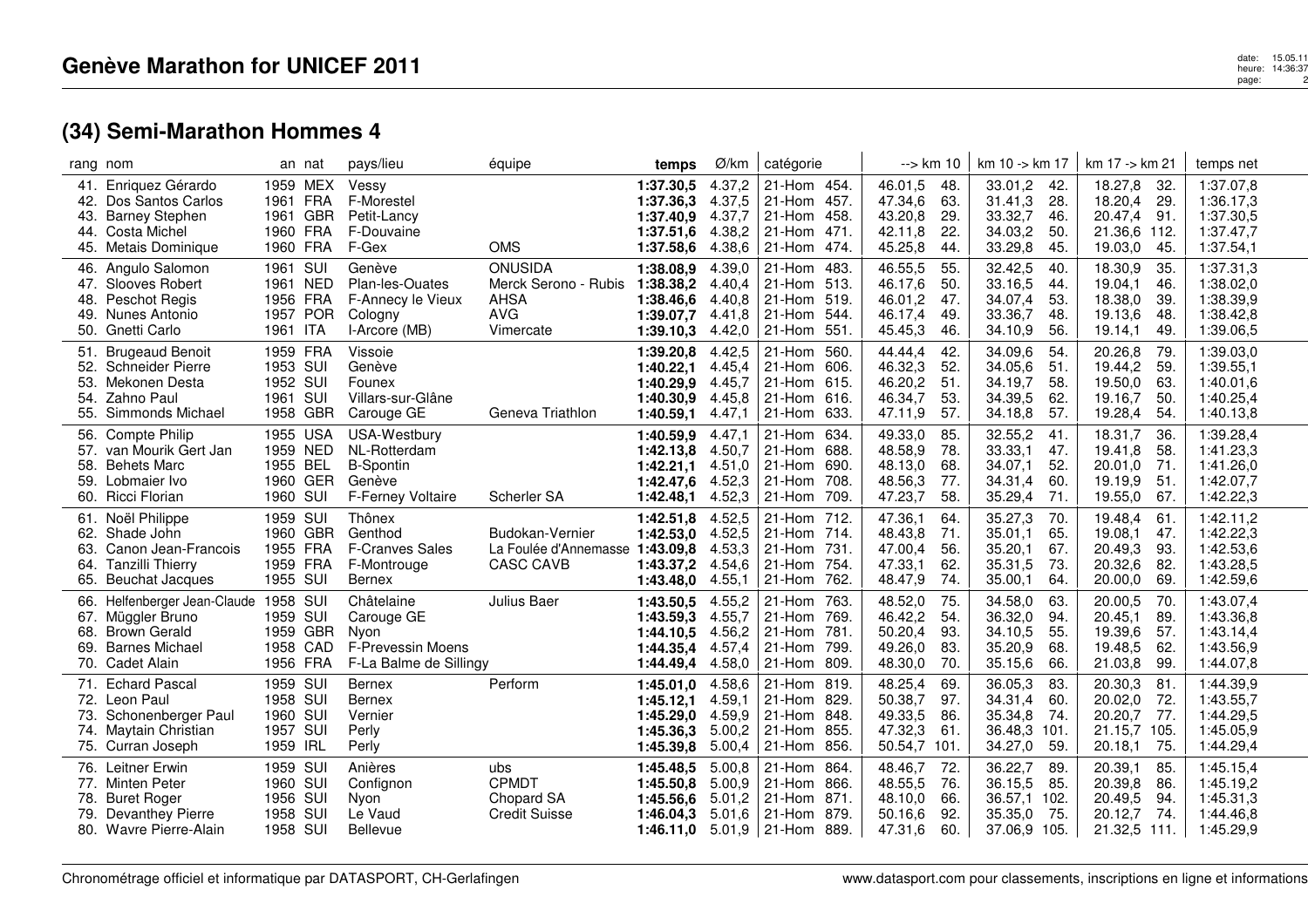## Genève Marathon for UNICEF 2011

### (34) Semi-Marathon Hommes 4

| rang | nom | an | nat | pays/lieu | équipe | temps | Ø/km | catégorie | | --> km 10 | | km 10 -> km 17 | | km 17 -> km 21 | | temps net |
|---|---|---|---|---|---|---|---|---|---|---|---|---|---|---|---|---|
| 41. | Enriquez Gérardo | 1959 | MEX | Vessy | | **1:37.30,5** | 4.37,2 | 21-Hom | 454. | 46.01,5 | 48. | 33.01,2 | 42. | 18.27,8 | 32. | 1:37.07,8 |
| 42. | Dos Santos Carlos | 1961 | FRA | F-Morestel | | **1:37.36,3** | 4.37,5 | 21-Hom | 457. | 47.34,6 | 63. | 31.41,3 | 28. | 18.20,4 | 29. | 1:36.17,3 |
| 43. | Barney Stephen | 1961 | GBR | Petit-Lancy | | **1:37.40,9** | 4.37,7 | 21-Hom | 458. | 43.20,8 | 29. | 33.32,7 | 46. | 20.47,4 | 91. | 1:37.30,5 |
| 44. | Costa Michel | 1960 | FRA | F-Douvaine | | **1:37.51,6** | 4.38,2 | 21-Hom | 471. | 42.11,8 | 22. | 34.03,2 | 50. | 21.36,6 | 112. | 1:37.47,7 |
| 45. | Metais Dominique | 1960 | FRA | F-Gex | OMS | **1:37.58,6** | 4.38,6 | 21-Hom | 474. | 45.25,8 | 44. | 33.29,8 | 45. | 19.03,0 | 45. | 1:37.54,1 |
| 46. | Angulo Salomon | 1961 | SUI | Genève | ONUSIDA | **1:38.08,9** | 4.39,0 | 21-Hom | 483. | 46.55,5 | 55. | 32.42,5 | 40. | 18.30,9 | 35. | 1:37.31,3 |
| 47. | Slooves Robert | 1961 | NED | Plan-les-Ouates | Merck Serono - Rubis | **1:38.38,2** | 4.40,4 | 21-Hom | 513. | 46.17,6 | 50. | 33.16,5 | 44. | 19.04,1 | 46. | 1:38.02,0 |
| 48. | Peschot Regis | 1956 | FRA | F-Annecy le Vieux | AHSA | **1:38.46,6** | 4.40,8 | 21-Hom | 519. | 46.01,2 | 47. | 34.07,4 | 53. | 18.38,0 | 39. | 1:38.39,9 |
| 49. | Nunes Antonio | 1957 | POR | Cologny | AVG | **1:39.07,7** | 4.41,8 | 21-Hom | 544. | 46.17,4 | 49. | 33.36,7 | 48. | 19.13,6 | 48. | 1:38.42,8 |
| 50. | Gnetti Carlo | 1961 | ITA | I-Arcore (MB) | Vimercate | **1:39.10,3** | 4.42,0 | 21-Hom | 551. | 45.45,3 | 46. | 34.10,9 | 56. | 19.14,1 | 49. | 1:39.06,5 |
| 51. | Brugeaud Benoit | 1959 | FRA | Vissoie | | **1:39.20,8** | 4.42,5 | 21-Hom | 560. | 44.44,4 | 42. | 34.09,6 | 54. | 20.26,8 | 79. | 1:39.03,0 |
| 52. | Schneider Pierre | 1953 | SUI | Genève | | **1:40.22,1** | 4.45,4 | 21-Hom | 606. | 46.32,3 | 52. | 34.05,6 | 51. | 19.44,2 | 59. | 1:39.55,1 |
| 53. | Mekonen Desta | 1952 | SUI | Founex | | **1:40.29,9** | 4.45,7 | 21-Hom | 615. | 46.20,2 | 51. | 34.19,7 | 58. | 19.50,0 | 63. | 1:40.01,6 |
| 54. | Zahno Paul | 1961 | SUI | Villars-sur-Glâne | | **1:40.30,9** | 4.45,8 | 21-Hom | 616. | 46.34,7 | 53. | 34.39,5 | 62. | 19.16,7 | 50. | 1:40.25,4 |
| 55. | Simmonds Michael | 1958 | GBR | Carouge GE | Geneva Triathlon | **1:40.59,1** | 4.47,1 | 21-Hom | 633. | 47.11,9 | 57. | 34.18,8 | 57. | 19.28,4 | 54. | 1:40.13,8 |
| 56. | Compte Philip | 1955 | USA | USA-Westbury | | **1:40.59,9** | 4.47,1 | 21-Hom | 634. | 49.33,0 | 85. | 32.55,2 | 41. | 18.31,7 | 36. | 1:39.28,4 |
| 57. | van Mourik Gert Jan | 1959 | NED | NL-Rotterdam | | **1:42.13,8** | 4.50,7 | 21-Hom | 688. | 48.58,9 | 78. | 33.33,1 | 47. | 19.41,8 | 58. | 1:41.23,3 |
| 58. | Behets Marc | 1955 | BEL | B-Spontin | | **1:42.21,1** | 4.51,0 | 21-Hom | 690. | 48.13,0 | 68. | 34.07,1 | 52. | 20.01,0 | 71. | 1:41.26,0 |
| 59. | Lobmaier Ivo | 1960 | GER | Genève | | **1:42.47,6** | 4.52,3 | 21-Hom | 708. | 48.56,3 | 77. | 34.31,4 | 60. | 19.19,9 | 51. | 1:42.07,7 |
| 60. | Ricci Florian | 1960 | SUI | F-Ferney Voltaire | Scherler SA | **1:42.48,1** | 4.52,3 | 21-Hom | 709. | 47.23,7 | 58. | 35.29,4 | 71. | 19.55,0 | 67. | 1:42.22,3 |
| 61. | Noël Philippe | 1959 | SUI | Thônex | | **1:42.51,8** | 4.52,5 | 21-Hom | 712. | 47.36,1 | 64. | 35.27,3 | 70. | 19.48,4 | 61. | 1:42.11,2 |
| 62. | Shade John | 1960 | GBR | Genthod | Budokan-Vernier | **1:42.53,0** | 4.52,5 | 21-Hom | 714. | 48.43,8 | 71. | 35.01,1 | 65. | 19.08,1 | 47. | 1:42.22,3 |
| 63. | Canon Jean-Francois | 1955 | FRA | F-Cranves Sales | La Foulée d'Annemasse | **1:43.09,8** | 4.53,3 | 21-Hom | 731. | 47.00,4 | 56. | 35.20,1 | 67. | 20.49,3 | 93. | 1:42.53,6 |
| 64. | Tanzilli Thierry | 1959 | FRA | F-Montrouge | CASC CAVB | **1:43.37,2** | 4.54,6 | 21-Hom | 754. | 47.33,1 | 62. | 35.31,5 | 73. | 20.32,6 | 82. | 1:43.28,5 |
| 65. | Beuchat Jacques | 1955 | SUI | Bernex | | **1:43.48,0** | 4.55,1 | 21-Hom | 762. | 48.47,9 | 74. | 35.00,1 | 64. | 20.00,0 | 69. | 1:42.59,6 |
| 66. | Helfenberger Jean-Claude | 1958 | SUI | Châtelaine | Julius Baer | **1:43.50,5** | 4.55,2 | 21-Hom | 763. | 48.52,0 | 75. | 34.58,0 | 63. | 20.00,5 | 70. | 1:43.07,4 |
| 67. | Müggler Bruno | 1959 | SUI | Carouge GE | | **1:43.59,3** | 4.55,7 | 21-Hom | 769. | 46.42,2 | 54. | 36.32,0 | 94. | 20.45,1 | 89. | 1:43.36,8 |
| 68. | Brown Gerald | 1959 | GBR | Nyon | | **1:44.10,5** | 4.56,2 | 21-Hom | 781. | 50.20,4 | 93. | 34.10,5 | 55. | 19.39,6 | 57. | 1:43.14,4 |
| 69. | Barnes Michael | 1958 | CAD | F-Prevessin Moens | | **1:44.35,4** | 4.57,4 | 21-Hom | 799. | 49.26,0 | 83. | 35.20,9 | 68. | 19.48,5 | 62. | 1:43.56,9 |
| 70. | Cadet Alain | 1956 | FRA | F-La Balme de Sillingy | | **1:44.49,4** | 4.58,0 | 21-Hom | 809. | 48.30,0 | 70. | 35.15,6 | 66. | 21.03,8 | 99. | 1:44.07,8 |
| 71. | Echard Pascal | 1959 | SUI | Bernex | Perform | **1:45.01,0** | 4.58,6 | 21-Hom | 819. | 48.25,4 | 69. | 36.05,3 | 83. | 20.30,3 | 81. | 1:44.39,9 |
| 72. | Leon Paul | 1958 | SUI | Bernex | | **1:45.12,1** | 4.59,1 | 21-Hom | 829. | 50.38,7 | 97. | 34.31,4 | 60. | 20.02,0 | 72. | 1:43.55,7 |
| 73. | Schonenberger Paul | 1960 | SUI | Vernier | | **1:45.29,0** | 4.59,9 | 21-Hom | 848. | 49.33,5 | 86. | 35.34,8 | 74. | 20.20,7 | 77. | 1:44.29,5 |
| 74. | Maytain Christian | 1957 | SUI | Perly | | **1:45.36,3** | 5.00,2 | 21-Hom | 855. | 47.32,3 | 61. | 36.48,3 | 101. | 21.15,7 | 105. | 1:45.05,9 |
| 75. | Curran Joseph | 1959 | IRL | Perly | | **1:45.39,8** | 5.00,4 | 21-Hom | 856. | 50.54,7 | 101. | 34.27,0 | 59. | 20.18,1 | 75. | 1:44.29,4 |
| 76. | Leitner Erwin | 1959 | SUI | Anières | ubs | **1:45.48,5** | 5.00,8 | 21-Hom | 864. | 48.46,7 | 72. | 36.22,7 | 89. | 20.39,1 | 85. | 1:45.15,4 |
| 77. | Minten Peter | 1960 | SUI | Confignon | CPMDT | **1:45.50,8** | 5.00,9 | 21-Hom | 866. | 48.55,5 | 76. | 36.15,5 | 85. | 20.39,8 | 86. | 1:45.19,2 |
| 78. | Buret Roger | 1956 | SUI | Nyon | Chopard SA | **1:45.56,6** | 5.01,2 | 21-Hom | 871. | 48.10,0 | 66. | 36.57,1 | 102. | 20.49,5 | 94. | 1:45.31,3 |
| 79. | Devanthey Pierre | 1958 | SUI | Le Vaud | Credit Suisse | **1:46.04,3** | 5.01,6 | 21-Hom | 879. | 50.16,6 | 92. | 35.35,0 | 75. | 20.12,7 | 74. | 1:44.46,8 |
| 80. | Wavre Pierre-Alain | 1958 | SUI | Bellevue | | **1:46.11,0** | 5.01,9 | 21-Hom | 889. | 47.31,6 | 60. | 37.06,9 | 105. | 21.32,5 | 111. | 1:45.29,9 |

Chronométrage officiel et informatique par DATASPORT, CH-Gerlafingen — www.datasport.com pour classements, inscriptions en ligne et informations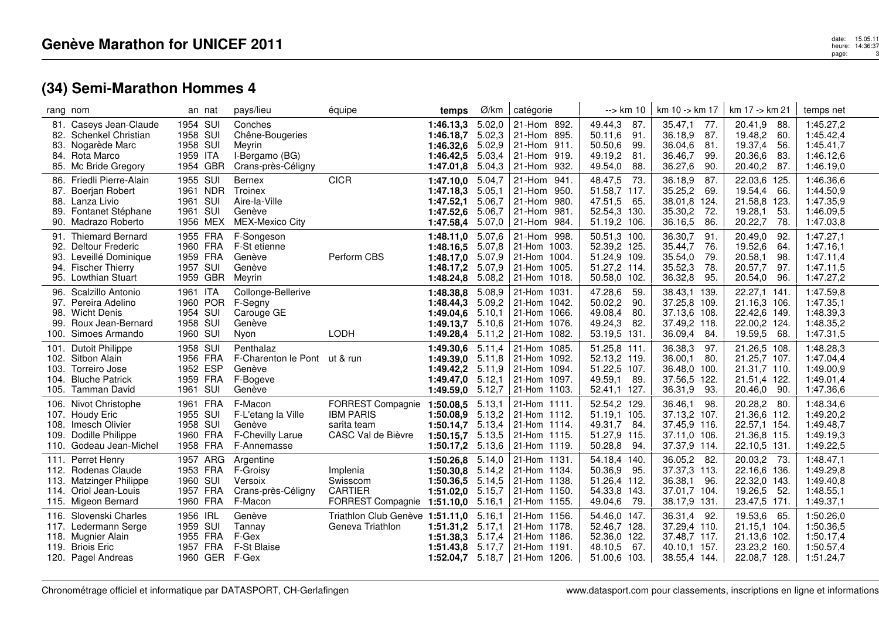# Genève Marathon for UNICEF 2011

## (34) Semi-Marathon Hommes 4

| rang | nom | an | nat | pays/lieu | équipe | temps | Ø/km | catégorie | --> km 10 | km 10 -> km 17 | km 17 -> km 21 | temps net |
|---|---|---|---|---|---|---|---|---|---|---|---|---|
| 81. | Caseys Jean-Claude | 1954 | SUI | Conches | | **1:46.13,3** | 5.02,0 | 21-Hom 892. | 49.44,3 87. | 35.47,1 77. | 20.41,9 88. | 1:45.27,2 |
| 82. | Schenkel Christian | 1958 | SUI | Chêne-Bougeries | | **1:46.18,7** | 5.02,3 | 21-Hom 895. | 50.11,6 91. | 36.18,9 87. | 19.48,2 60. | 1:45.42,4 |
| 83. | Nogarède Marc | 1958 | SUI | Meyrin | | **1:46.32,6** | 5.02,9 | 21-Hom 911. | 50.50,6 99. | 36.04,6 81. | 19.37,4 56. | 1:45.41,7 |
| 84. | Rota Marco | 1959 | ITA | I-Bergamo (BG) | | **1:46.42,5** | 5.03,4 | 21-Hom 919. | 49.19,2 81. | 36.46,7 99. | 20.36,6 83. | 1:46.12,6 |
| 85. | Mc Bride Gregory | 1954 | GBR | Crans-près-Céligny | | **1:47.01,8** | 5.04,3 | 21-Hom 932. | 49.54,0 88. | 36.27,6 90. | 20.40,2 87. | 1:46.19,0 |
| 86. | Friedli Pierre-Alain | 1955 | SUI | Bernex | CICR | **1:47.10,0** | 5.04,7 | 21-Hom 941. | 48.47,5 73. | 36.18,9 87. | 22.03,6 125. | 1:46.36,6 |
| 87. | Boerjan Robert | 1961 | NDR | Troinex | | **1:47.18,3** | 5.05,1 | 21-Hom 950. | 51.58,7 117. | 35.25,2 69. | 19.54,4 66. | 1:44.50,9 |
| 88. | Lanza Livio | 1961 | SUI | Aire-la-Ville | | **1:47.52,1** | 5.06,7 | 21-Hom 980. | 47.51,5 65. | 38.01,8 124. | 21.58,8 123. | 1:47.35,9 |
| 89. | Fontanet Stéphane | 1961 | SUI | Genève | | **1:47.52,6** | 5.06,7 | 21-Hom 981. | 52.54,3 130. | 35.30,2 72. | 19.28,1 53. | 1:46.09,5 |
| 90. | Madrazo Roberto | 1956 | MEX | MEX-Mexico City | | **1:47.58,4** | 5.07,0 | 21-Hom 984. | 51.19,2 106. | 36.16,5 86. | 20.22,7 78. | 1:47.03,8 |
| 91. | Thiemard Bernard | 1955 | FRA | F-Songeson | | **1:48.11,0** | 5.07,6 | 21-Hom 998. | 50.51,3 100. | 36.30,7 91. | 20.49,0 92. | 1:47.27,1 |
| 92. | Deltour Frederic | 1960 | FRA | F-St etienne | | **1:48.16,5** | 5.07,8 | 21-Hom 1003. | 52.39,2 125. | 35.44,7 76. | 19.52,6 64. | 1:47.16,1 |
| 93. | Leveillé Dominique | 1959 | FRA | Genève | Perform CBS | **1:48.17,0** | 5.07,9 | 21-Hom 1004. | 51.24,9 109. | 35.54,0 79. | 20.58,1 98. | 1:47.11,4 |
| 94. | Fischer Thierry | 1957 | SUI | Genève | | **1:48.17,2** | 5.07,9 | 21-Hom 1005. | 51.27,2 114. | 35.52,3 78. | 20.57,7 97. | 1:47.11,5 |
| 95. | Lowthian Stuart | 1959 | GBR | Meyrin | | **1:48.24,8** | 5.08,2 | 21-Hom 1018. | 50.58,0 102. | 36.32,8 95. | 20.54,0 96. | 1:47.27,2 |
| 96. | Scalzillo Antonio | 1961 | ITA | Collonge-Bellerive | | **1:48.38,8** | 5.08,9 | 21-Hom 1031. | 47.28,6 59. | 38.43,1 139. | 22.27,1 141. | 1:47.59,8 |
| 97. | Pereira Adelino | 1960 | POR | F-Segny | | **1:48.44,3** | 5.09,2 | 21-Hom 1042. | 50.02,2 90. | 37.25,8 109. | 21.16,3 106. | 1:47.35,1 |
| 98. | Wicht Denis | 1954 | SUI | Carouge GE | | **1:49.04,6** | 5.10,1 | 21-Hom 1066. | 49.08,4 80. | 37.13,6 108. | 22.42,6 149. | 1:48.39,3 |
| 99. | Roux Jean-Bernard | 1958 | SUI | Genève | | **1:49.13,7** | 5.10,6 | 21-Hom 1076. | 49.24,3 82. | 37.49,2 118. | 22.00,2 124. | 1:48.35,2 |
| 100. | Simoes Armando | 1960 | SUI | Nyon | LODH | **1:49.28,4** | 5.11,2 | 21-Hom 1082. | 53.19,5 131. | 36.09,4 84. | 19.59,5 68. | 1:47.31,5 |
| 101. | Dutoit Philippe | 1958 | SUI | Penthalaz | | **1:49.30,6** | 5.11,4 | 21-Hom 1085. | 51.25,8 111. | 36.38,3 97. | 21.26,5 108. | 1:48.28,3 |
| 102. | Sitbon Alain | 1956 | FRA | F-Charenton le Pont | ut & run | **1:49.39,0** | 5.11,8 | 21-Hom 1092. | 52.13,2 119. | 36.00,1 80. | 21.25,7 107. | 1:47.04,4 |
| 103. | Torreiro Jose | 1952 | ESP | Genève | | **1:49.42,2** | 5.11,9 | 21-Hom 1094. | 51.22,5 107. | 36.48,0 100. | 21.31,7 110. | 1:49.00,9 |
| 104. | Bluche Patrick | 1959 | FRA | F-Bogeve | | **1:49.47,0** | 5.12,1 | 21-Hom 1097. | 49.59,1 89. | 37.56,5 122. | 21.51,4 122. | 1:49.01,4 |
| 105. | Tamman David | 1961 | SUI | Genève | | **1:49.59,0** | 5.12,7 | 21-Hom 1103. | 52.41,1 127. | 36.31,9 93. | 20.46,0 90. | 1:47.36,6 |
| 106. | Nivot Christophe | 1961 | FRA | F-Macon | FORREST Compagnie | **1:50.08,5** | 5.13,1 | 21-Hom 1111. | 52.54,2 129. | 36.46,1 98. | 20.28,2 80. | 1:48.34,6 |
| 107. | Houdy Eric | 1955 | SUI | F-L'etang la Ville | IBM PARIS | **1:50.08,9** | 5.13,2 | 21-Hom 1112. | 51.19,1 105. | 37.13,2 107. | 21.36,6 112. | 1:49.20,2 |
| 108. | Imesch Olivier | 1958 | SUI | Genève | sarita team | **1:50.14,7** | 5.13,4 | 21-Hom 1114. | 49.31,7 84. | 37.45,9 116. | 22.57,1 154. | 1:49.48,7 |
| 109. | Dodille Philippe | 1960 | FRA | F-Chevilly Larue | CASC Val de Bièvre | **1:50.15,7** | 5.13,5 | 21-Hom 1115. | 51.27,9 115. | 37.11,0 106. | 21.36,8 115. | 1:49.19,3 |
| 110. | Godeau Jean-Michel | 1958 | FRA | F-Annemasse | | **1:50.17,2** | 5.13,6 | 21-Hom 1119. | 50.28,8 94. | 37.37,9 114. | 22.10,5 131. | 1:49.22,5 |
| 111. | Perret Henry | 1957 | ARG | Argentine | | **1:50.26,8** | 5.14,0 | 21-Hom 1131. | 54.18,4 140. | 36.05,2 82. | 20.03,2 73. | 1:48.47,1 |
| 112. | Rodenas Claude | 1953 | FRA | F-Groisy | Implenia | **1:50.30,8** | 5.14,2 | 21-Hom 1134. | 50.36,9 95. | 37.37,3 113. | 22.16,6 136. | 1:49.29,8 |
| 113. | Matzinger Philippe | 1960 | SUI | Versoix | Swisscom | **1:50.36,5** | 5.14,5 | 21-Hom 1138. | 51.26,4 112. | 36.38,1 96. | 22.32,0 143. | 1:49.40,8 |
| 114. | Oriol Jean-Louis | 1957 | FRA | Crans-près-Céligny | CARTIER | **1:51.02,0** | 5.15,7 | 21-Hom 1150. | 54.33,8 143. | 37.01,7 104. | 19.26,5 52. | 1:48.55,1 |
| 115. | Migeon Bernard | 1960 | FRA | F-Macon | FORREST Compagnie | **1:51.10,0** | 5.16,1 | 21-Hom 1155. | 49.04,6 79. | 38.17,9 131. | 23.47,5 171. | 1:49.37,1 |
| 116. | Slovenski Charles | 1956 | IRL | Genève | Triathlon Club Genève | **1:51.11,0** | 5.16,1 | 21-Hom 1156. | 54.46,0 147. | 36.31,4 92. | 19.53,6 65. | 1:50.26,0 |
| 117. | Ledermann Serge | 1959 | SUI | Tannay | Geneva Triathlon | **1:51.31,2** | 5.17,1 | 21-Hom 1178. | 52.46,7 128. | 37.29,4 110. | 21.15,1 104. | 1:50.36,5 |
| 118. | Mugnier Alain | 1955 | FRA | F-Gex | | **1:51.38,3** | 5.17,4 | 21-Hom 1186. | 52.36,0 122. | 37.48,7 117. | 21.13,6 102. | 1:50.17,4 |
| 119. | Briois Eric | 1957 | FRA | F-St Blaise | | **1:51.43,8** | 5.17,7 | 21-Hom 1191. | 48.10,5 67. | 40.10,1 157. | 23.23,2 160. | 1:50.57,4 |
| 120. | Pagel Andreas | 1960 | GER | F-Gex | | **1:52.04,7** | 5.18,7 | 21-Hom 1206. | 51.00,6 103. | 38.55,4 144. | 22.08,7 128. | 1:51.24,7 |

Chronométrage officiel et informatique par DATASPORT, CH-Gerlafingen — www.datasport.com pour classements, inscriptions en ligne et informations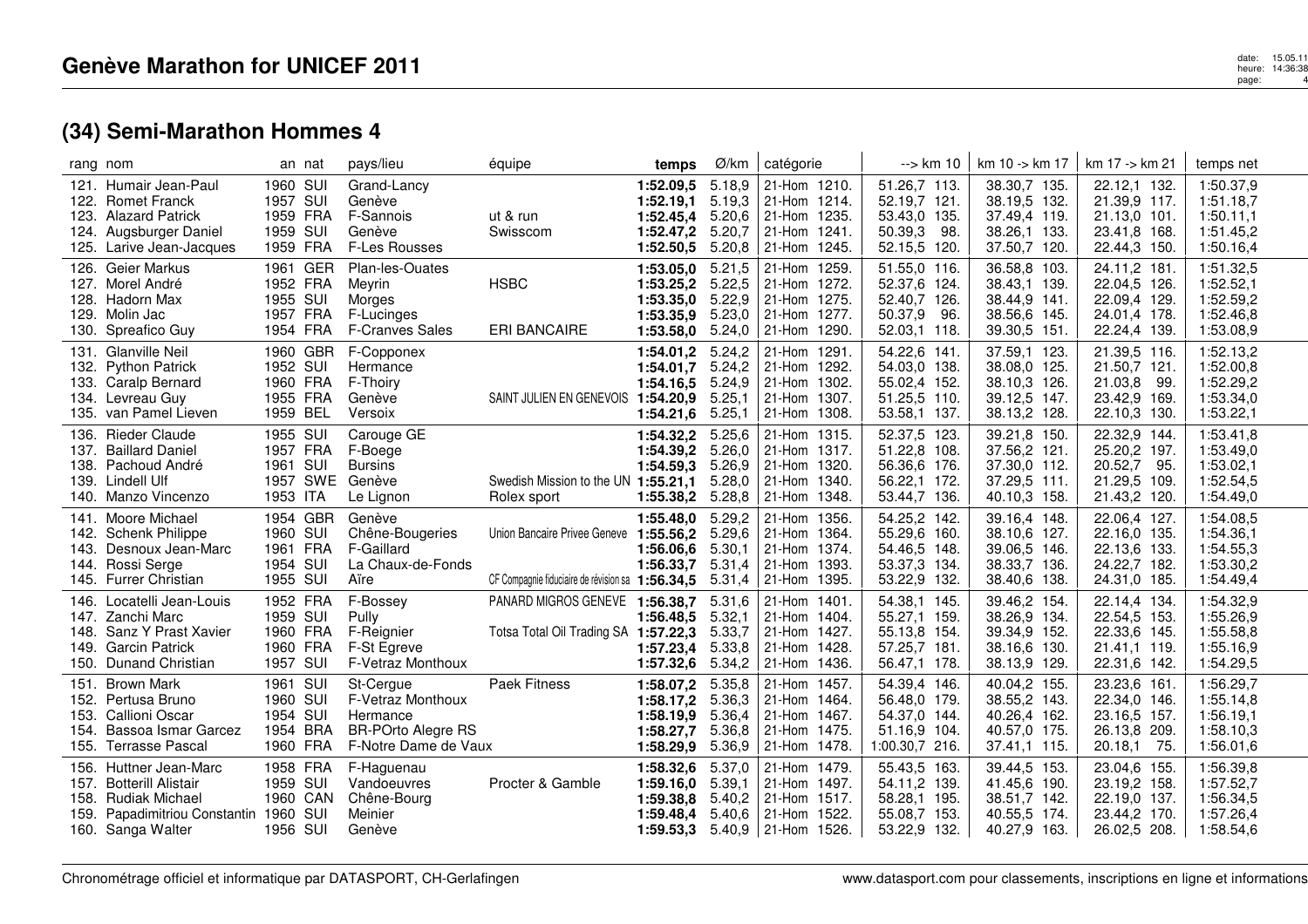# Genève Marathon for UNICEF 2011

## (34) Semi-Marathon Hommes 4

| rang | nom | an | nat | pays/lieu | équipe | temps | Ø/km | catégorie | --> km 10 | km 10 -> km 17 | km 17 -> km 21 | temps net |
|---|---|---|---|---|---|---|---|---|---|---|---|---|
| 121. | Humair Jean-Paul | 1960 | SUI | Grand-Lancy | | **1:52.09,5** | 5.18,9 | 21-Hom 1210. | 51.26,7 113. | 38.30,7 135. | 22.12,1 132. | 1:50.37,9 |
| 122. | Romet Franck | 1957 | SUI | Genève | | **1:52.19,1** | 5.19,3 | 21-Hom 1214. | 52.19,7 121. | 38.19,5 132. | 21.39,9 117. | 1:51.18,7 |
| 123. | Alazard Patrick | 1959 | FRA | F-Sannois | ut & run | **1:52.45,4** | 5.20,6 | 21-Hom 1235. | 53.43,0 135. | 37.49,4 119. | 21.13,0 101. | 1:50.11,1 |
| 124. | Augsburger Daniel | 1959 | SUI | Genève | Swisscom | **1:52.47,2** | 5.20,7 | 21-Hom 1241. | 50.39,3 98. | 38.26,1 133. | 23.41,8 168. | 1:51.45,2 |
| 125. | Larive Jean-Jacques | 1959 | FRA | F-Les Rousses | | **1:52.50,5** | 5.20,8 | 21-Hom 1245. | 52.15,5 120. | 37.50,7 120. | 22.44,3 150. | 1:50.16,4 |
| 126. | Geier Markus | 1961 | GER | Plan-les-Ouates | | **1:53.05,0** | 5.21,5 | 21-Hom 1259. | 51.55,0 116. | 36.58,8 103. | 24.11,2 181. | 1:51.32,5 |
| 127. | Morel André | 1952 | FRA | Meyrin | HSBC | **1:53.25,2** | 5.22,5 | 21-Hom 1272. | 52.37,6 124. | 38.43,1 139. | 22.04,5 126. | 1:52.52,1 |
| 128. | Hadorn Max | 1955 | SUI | Morges | | **1:53.35,0** | 5.22,9 | 21-Hom 1275. | 52.40,7 126. | 38.44,9 141. | 22.09,4 129. | 1:52.59,2 |
| 129. | Molin Jac | 1957 | FRA | F-Lucinges | | **1:53.35,9** | 5.23,0 | 21-Hom 1277. | 50.37,9 96. | 38.56,6 145. | 24.01,4 178. | 1:52.46,8 |
| 130. | Spreafico Guy | 1954 | FRA | F-Cranves Sales | ERI BANCAIRE | **1:53.58,0** | 5.24,0 | 21-Hom 1290. | 52.03,1 118. | 39.30,5 151. | 22.24,4 139. | 1:53.08,9 |
| 131. | Glanville Neil | 1960 | GBR | F-Copponex | | **1:54.01,2** | 5.24,2 | 21-Hom 1291. | 54.22,6 141. | 37.59,1 123. | 21.39,5 116. | 1:52.13,2 |
| 132. | Python Patrick | 1952 | SUI | Hermance | | **1:54.01,7** | 5.24,2 | 21-Hom 1292. | 54.03,0 138. | 38.08,0 125. | 21.50,7 121. | 1:52.00,8 |
| 133. | Caralp Bernard | 1960 | FRA | F-Thoiry | | **1:54.16,5** | 5.24,9 | 21-Hom 1302. | 55.02,4 152. | 38.10,3 126. | 21.03,8 99. | 1:52.29,2 |
| 134. | Levreau Guy | 1955 | FRA | Genève | SAINT JULIEN EN GENEVOIS | **1:54.20,9** | 5.25,1 | 21-Hom 1307. | 51.25,5 110. | 39.12,5 147. | 23.42,9 169. | 1:53.34,0 |
| 135. | van Pamel Lieven | 1959 | BEL | Versoix | | **1:54.21,6** | 5.25,1 | 21-Hom 1308. | 53.58,1 137. | 38.13,2 128. | 22.10,3 130. | 1:53.22,1 |
| 136. | Rieder Claude | 1955 | SUI | Carouge GE | | **1:54.32,2** | 5.25,6 | 21-Hom 1315. | 52.37,5 123. | 39.21,8 150. | 22.32,9 144. | 1:53.41,8 |
| 137. | Baillard Daniel | 1957 | FRA | F-Boege | | **1:54.39,2** | 5.26,0 | 21-Hom 1317. | 51.22,8 108. | 37.56,2 121. | 25.20,2 197. | 1:53.49,0 |
| 138. | Pachoud André | 1961 | SUI | Bursins | | **1:54.59,3** | 5.26,9 | 21-Hom 1320. | 56.36,6 176. | 37.30,0 112. | 20.52,7 95. | 1:53.02,1 |
| 139. | Lindell Ulf | 1957 | SWE | Genève | Swedish Mission to the UN | **1:55.21,1** | 5.28,0 | 21-Hom 1340. | 56.22,1 172. | 37.29,5 111. | 21.29,5 109. | 1:52.54,5 |
| 140. | Manzo Vincenzo | 1953 | ITA | Le Lignon | Rolex sport | **1:55.38,2** | 5.28,8 | 21-Hom 1348. | 53.44,7 136. | 40.10,3 158. | 21.43,2 120. | 1:54.49,0 |
| 141. | Moore Michael | 1954 | GBR | Genève | | **1:55.48,0** | 5.29,2 | 21-Hom 1356. | 54.25,2 142. | 39.16,4 148. | 22.06,4 127. | 1:54.08,5 |
| 142. | Schenk Philippe | 1960 | SUI | Chêne-Bougeries | Union Bancaire Privee Geneve | **1:55.56,2** | 5.29,6 | 21-Hom 1364. | 55.29,6 160. | 38.10,6 127. | 22.16,0 135. | 1:54.36,1 |
| 143. | Desnoux Jean-Marc | 1961 | FRA | F-Gaillard | | **1:56.06,6** | 5.30,1 | 21-Hom 1374. | 54.46,5 148. | 39.06,5 146. | 22.13,6 133. | 1:54.55,3 |
| 144. | Rossi Serge | 1954 | SUI | La Chaux-de-Fonds | | **1:56.33,7** | 5.31,4 | 21-Hom 1393. | 53.37,3 134. | 38.33,7 136. | 24.22,7 182. | 1:53.30,2 |
| 145. | Furrer Christian | 1955 | SUI | Aïre | CF Compagnie fiduciaire de révision sa | **1:56.34,5** | 5.31,4 | 21-Hom 1395. | 53.22,9 132. | 38.40,6 138. | 24.31,0 185. | 1:54.49,4 |
| 146. | Locatelli Jean-Louis | 1952 | FRA | F-Bossey | PANARD MIGROS GENEVE | **1:56.38,7** | 5.31,6 | 21-Hom 1401. | 54.38,1 145. | 39.46,2 154. | 22.14,4 134. | 1:54.32,9 |
| 147. | Zanchi Marc | 1959 | SUI | Pully | | **1:56.48,5** | 5.32,1 | 21-Hom 1404. | 55.27,1 159. | 38.26,9 134. | 22.54,5 153. | 1:55.26,9 |
| 148. | Sanz Y Prast Xavier | 1960 | FRA | F-Reignier | Totsa Total Oil Trading SA | **1:57.22,3** | 5.33,7 | 21-Hom 1427. | 55.13,8 154. | 39.34,9 152. | 22.33,6 145. | 1:55.58,8 |
| 149. | Garcin Patrick | 1960 | FRA | F-St Egreve | | **1:57.23,4** | 5.33,8 | 21-Hom 1428. | 57.25,7 181. | 38.16,6 130. | 21.41,1 119. | 1:55.16,9 |
| 150. | Dunand Christian | 1957 | SUI | F-Vetraz Monthoux | | **1:57.32,6** | 5.34,2 | 21-Hom 1436. | 56.47,1 178. | 38.13,9 129. | 22.31,6 142. | 1:54.29,5 |
| 151. | Brown Mark | 1961 | SUI | St-Cergue | Paek Fitness | **1:58.07,2** | 5.35,8 | 21-Hom 1457. | 54.39,4 146. | 40.04,2 155. | 23.23,6 161. | 1:56.29,7 |
| 152. | Pertusa Bruno | 1960 | SUI | F-Vetraz Monthoux | | **1:58.17,2** | 5.36,3 | 21-Hom 1464. | 56.48,0 179. | 38.55,2 143. | 22.34,0 146. | 1:55.14,8 |
| 153. | Callioni Oscar | 1954 | SUI | Hermance | | **1:58.19,9** | 5.36,4 | 21-Hom 1467. | 54.37,0 144. | 40.26,4 162. | 23.16,5 157. | 1:56.19,1 |
| 154. | Bassoa Ismar Garcez | 1954 | BRA | BR-POrto Alegre RS | | **1:58.27,7** | 5.36,8 | 21-Hom 1475. | 51.16,9 104. | 40.57,0 175. | 26.13,8 209. | 1:58.10,3 |
| 155. | Terrasse Pascal | 1960 | FRA | F-Notre Dame de Vaux | | **1:58.29,9** | 5.36,9 | 21-Hom 1478. | 1:00.30,7 216. | 37.41,1 115. | 20.18,1 75. | 1:56.01,6 |
| 156. | Huttner Jean-Marc | 1958 | FRA | F-Haguenau | | **1:58.32,6** | 5.37,0 | 21-Hom 1479. | 55.43,5 163. | 39.44,5 153. | 23.04,6 155. | 1:56.39,8 |
| 157. | Botterill Alistair | 1959 | SUI | Vandoeuvres | Procter & Gamble | **1:59.16,0** | 5.39,1 | 21-Hom 1497. | 54.11,2 139. | 41.45,6 190. | 23.19,2 158. | 1:57.52,7 |
| 158. | Rudiak Michael | 1960 | CAN | Chêne-Bourg | | **1:59.38,8** | 5.40,2 | 21-Hom 1517. | 58.28,1 195. | 38.51,7 142. | 22.19,0 137. | 1:56.34,5 |
| 159. | Papadimitriou Constantin | 1960 | SUI | Meinier | | **1:59.48,4** | 5.40,6 | 21-Hom 1522. | 55.08,7 153. | 40.55,5 174. | 23.44,2 170. | 1:57.26,4 |
| 160. | Sanga Walter | 1956 | SUI | Genève | | **1:59.53,3** | 5.40,9 | 21-Hom 1526. | 53.22,9 132. | 40.27,9 163. | 26.02,5 208. | 1:58.54,6 |

Chronométrage officiel et informatique par DATASPORT, CH-Gerlafingen — www.datasport.com pour classements, inscriptions en ligne et informations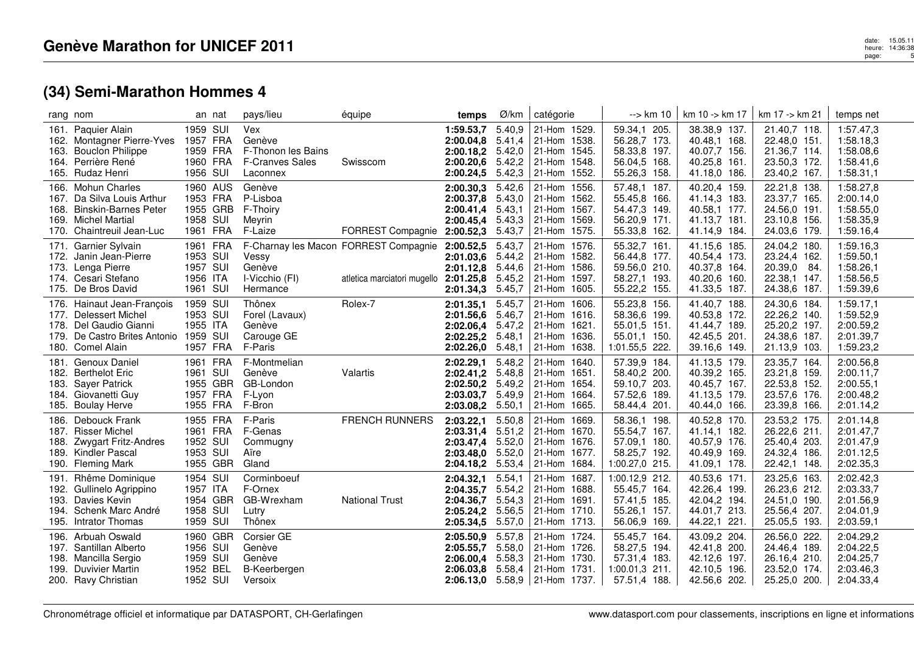# Genève Marathon for UNICEF 2011

## (34) Semi-Marathon Hommes 4

| rang | nom | an | nat | pays/lieu | équipe | temps | Ø/km | catégorie | --> km 10 | km 10 -> km 17 | km 17 -> km 21 | temps net |
|---|---|---|---|---|---|---|---|---|---|---|---|---|
| 161. | Paquier Alain | 1959 | SUI | Vex | | **1:59.53,7** | 5.40,9 | 21-Hom 1529. | 59.34,1 205. | 38.38,9 137. | 21.40,7 118. | 1:57.47,3 |
| 162. | Montagner Pierre-Yves | 1957 | FRA | Genève | | **2:00.04,8** | 5.41,4 | 21-Hom 1538. | 56.28,7 173. | 40.48,1 168. | 22.48,0 151. | 1:58.18,3 |
| 163. | Bouclon Philippe | 1959 | FRA | F-Thonon les Bains | | **2:00.18,2** | 5.42,0 | 21-Hom 1545. | 58.33,8 197. | 40.07,7 156. | 21.36,7 114. | 1:58.08,6 |
| 164. | Perrière René | 1960 | FRA | F-Cranves Sales | Swisscom | **2:00.20,6** | 5.42,2 | 21-Hom 1548. | 56.04,5 168. | 40.25,8 161. | 23.50,3 172. | 1:58.41,6 |
| 165. | Rudaz Henri | 1956 | SUI | Laconnex | | **2:00.24,5** | 5.42,3 | 21-Hom 1552. | 55.26,3 158. | 41.18,0 186. | 23.40,2 167. | 1:58.31,1 |
| 166. | Mohun Charles | 1960 | AUS | Genève | | **2:00.30,3** | 5.42,6 | 21-Hom 1556. | 57.48,1 187. | 40.20,4 159. | 22.21,8 138. | 1:58.27,8 |
| 167. | Da Silva Louis Arthur | 1953 | FRA | P-Lisboa | | **2:00.37,8** | 5.43,0 | 21-Hom 1562. | 55.45,8 166. | 41.14,3 183. | 23.37,7 165. | 2:00.14,0 |
| 168. | Binskin-Barnes Peter | 1955 | GRB | F-Thoiry | | **2:00.41,4** | 5.43,1 | 21-Hom 1567. | 54.47,3 149. | 40.58,1 177. | 24.56,0 191. | 1:58.55,0 |
| 169. | Michel Martial | 1958 | SUI | Meyrin | | **2:00.45,4** | 5.43,3 | 21-Hom 1569. | 56.20,9 171. | 41.13,7 181. | 23.10,8 156. | 1:58.35,9 |
| 170. | Chaintreuil Jean-Luc | 1961 | FRA | F-Laize | FORREST Compagnie | **2:00.52,3** | 5.43,7 | 21-Hom 1575. | 55.33,8 162. | 41.14,9 184. | 24.03,6 179. | 1:59.16,4 |
| 171. | Garnier Sylvain | 1961 | FRA | F-Charnay les Macon | FORREST Compagnie | **2:00.52,5** | 5.43,7 | 21-Hom 1576. | 55.32,7 161. | 41.15,6 185. | 24.04,2 180. | 1:59.16,3 |
| 172. | Janin Jean-Pierre | 1953 | SUI | Vessy | | **2:01.03,6** | 5.44,2 | 21-Hom 1582. | 56.44,8 177. | 40.54,4 173. | 23.24,4 162. | 1:59.50,1 |
| 173. | Lenga Pierre | 1957 | SUI | Genève | | **2:01.12,8** | 5.44,6 | 21-Hom 1586. | 59.56,0 210. | 40.37,8 164. | 20.39,0 84. | 1:58.26,1 |
| 174. | Cesari Stefano | 1956 | ITA | I-Vicchio (FI) | atletica marciatori mugello | **2:01.25,8** | 5.45,2 | 21-Hom 1597. | 58.27,1 193. | 40.20,6 160. | 22.38,1 147. | 1:58.56,5 |
| 175. | De Bros David | 1961 | SUI | Hermance | | **2:01.34,3** | 5.45,7 | 21-Hom 1605. | 55.22,2 155. | 41.33,5 187. | 24.38,6 187. | 1:59.39,6 |
| 176. | Hainaut Jean-François | 1959 | SUI | Thônex | Rolex-7 | **2:01.35,1** | 5.45,7 | 21-Hom 1606. | 55.23,8 156. | 41.40,7 188. | 24.30,6 184. | 1:59.17,1 |
| 177. | Delessert Michel | 1953 | SUI | Forel (Lavaux) | | **2:01.56,6** | 5.46,7 | 21-Hom 1616. | 58.36,6 199. | 40.53,8 172. | 22.26,2 140. | 1:59.52,9 |
| 178. | Del Gaudio Gianni | 1955 | ITA | Genève | | **2:02.06,4** | 5.47,2 | 21-Hom 1621. | 55.01,5 151. | 41.44,7 189. | 25.20,2 197. | 2:00.59,2 |
| 179. | De Castro Brites Antonio | 1959 | SUI | Carouge GE | | **2:02.25,2** | 5.48,1 | 21-Hom 1636. | 55.01,1 150. | 42.45,5 201. | 24.38,6 187. | 2:01.39,7 |
| 180. | Comel Alain | 1957 | FRA | F-Paris | | **2:02.26,0** | 5.48,1 | 21-Hom 1638. | 1:01.55,5 222. | 39.16,6 149. | 21.13,9 103. | 1:59.23,2 |
| 181. | Genoux Daniel | 1961 | FRA | F-Montmelian | | **2:02.29,1** | 5.48,2 | 21-Hom 1640. | 57.39,9 184. | 41.13,5 179. | 23.35,7 164. | 2:00.56,8 |
| 182. | Berthelot Eric | 1961 | SUI | Genève | Valartis | **2:02.41,2** | 5.48,8 | 21-Hom 1651. | 58.40,2 200. | 40.39,2 165. | 23.21,8 159. | 2:00.11,7 |
| 183. | Sayer Patrick | 1955 | GBR | GB-London | | **2:02.50,2** | 5.49,2 | 21-Hom 1654. | 59.10,7 203. | 40.45,7 167. | 22.53,8 152. | 2:00.55,1 |
| 184. | Giovanetti Guy | 1957 | FRA | F-Lyon | | **2:03.03,7** | 5.49,9 | 21-Hom 1664. | 57.52,6 189. | 41.13,5 179. | 23.57,6 176. | 2:00.48,2 |
| 185. | Boulay Herve | 1955 | FRA | F-Bron | | **2:03.08,2** | 5.50,1 | 21-Hom 1665. | 58.44,4 201. | 40.44,0 166. | 23.39,8 166. | 2:01.14,2 |
| 186. | Debouck Frank | 1955 | FRA | F-Paris | FRENCH RUNNERS | **2:03.22,1** | 5.50,8 | 21-Hom 1669. | 58.36,1 198. | 40.52,8 170. | 23.53,2 175. | 2:01.14,8 |
| 187. | Risser Michel | 1961 | FRA | F-Genas | | **2:03.31,4** | 5.51,2 | 21-Hom 1670. | 55.54,7 167. | 41.14,1 182. | 26.22,6 211. | 2:01.47,7 |
| 188. | Zwygart Fritz-Andres | 1952 | SUI | Commugny | | **2:03.47,4** | 5.52,0 | 21-Hom 1676. | 57.09,1 180. | 40.57,9 176. | 25.40,4 203. | 2:01.47,9 |
| 189. | Kindler Pascal | 1953 | SUI | Aïre | | **2:03.48,0** | 5.52,0 | 21-Hom 1677. | 58.25,7 192. | 40.49,9 169. | 24.32,4 186. | 2:01.12,5 |
| 190. | Fleming Mark | 1955 | GBR | Gland | | **2:04.18,2** | 5.53,4 | 21-Hom 1684. | 1:00.27,0 215. | 41.09,1 178. | 22.42,1 148. | 2:02.35,3 |
| 191. | Rhême Dominique | 1954 | SUI | Corminboeuf | | **2:04.32,1** | 5.54,1 | 21-Hom 1687. | 1:00.12,9 212. | 40.53,6 171. | 23.25,6 163. | 2:02.42,3 |
| 192. | Gullinelo Agrippino | 1957 | ITA | F-Ornex | | **2:04.35,7** | 5.54,2 | 21-Hom 1688. | 55.45,7 164. | 42.26,4 199. | 26.23,6 212. | 2:03.33,7 |
| 193. | Davies Kevin | 1954 | GBR | GB-Wrexham | National Trust | **2:04.36,7** | 5.54,3 | 21-Hom 1691. | 57.41,5 185. | 42.04,2 194. | 24.51,0 190. | 2:01.56,9 |
| 194. | Schenk Marc André | 1958 | SUI | Lutry | | **2:05.24,2** | 5.56,5 | 21-Hom 1710. | 55.26,1 157. | 44.01,7 213. | 25.56,4 207. | 2:04.01,9 |
| 195. | Intrator Thomas | 1959 | SUI | Thônex | | **2:05.34,5** | 5.57,0 | 21-Hom 1713. | 56.06,9 169. | 44.22,1 221. | 25.05,5 193. | 2:03.59,1 |
| 196. | Arbuah Oswald | 1960 | GBR | Corsier GE | | **2:05.50,9** | 5.57,8 | 21-Hom 1724. | 55.45,7 164. | 43.09,2 204. | 26.56,0 222. | 2:04.29,2 |
| 197. | Santillan Alberto | 1956 | SUI | Genève | | **2:05.55,7** | 5.58,0 | 21-Hom 1726. | 58.27,5 194. | 42.41,8 200. | 24.46,4 189. | 2:04.22,5 |
| 198. | Mancilla Sergio | 1959 | SUI | Genève | | **2:06.00,4** | 5.58,3 | 21-Hom 1730. | 57.31,4 183. | 42.12,6 197. | 26.16,4 210. | 2:04.25,7 |
| 199. | Duvivier Martin | 1952 | BEL | B-Keerbergen | | **2:06.03,8** | 5.58,4 | 21-Hom 1731. | 1:00.01,3 211. | 42.10,5 196. | 23.52,0 174. | 2:03.46,3 |
| 200. | Ravy Christian | 1952 | SUI | Versoix | | **2:06.13,0** | 5.58,9 | 21-Hom 1737. | 57.51,4 188. | 42.56,6 202. | 25.25,0 200. | 2:04.33,4 |

Chronométrage officiel et informatique par DATASPORT, CH-Gerlafingen

www.datasport.com pour classements, inscriptions en ligne et informations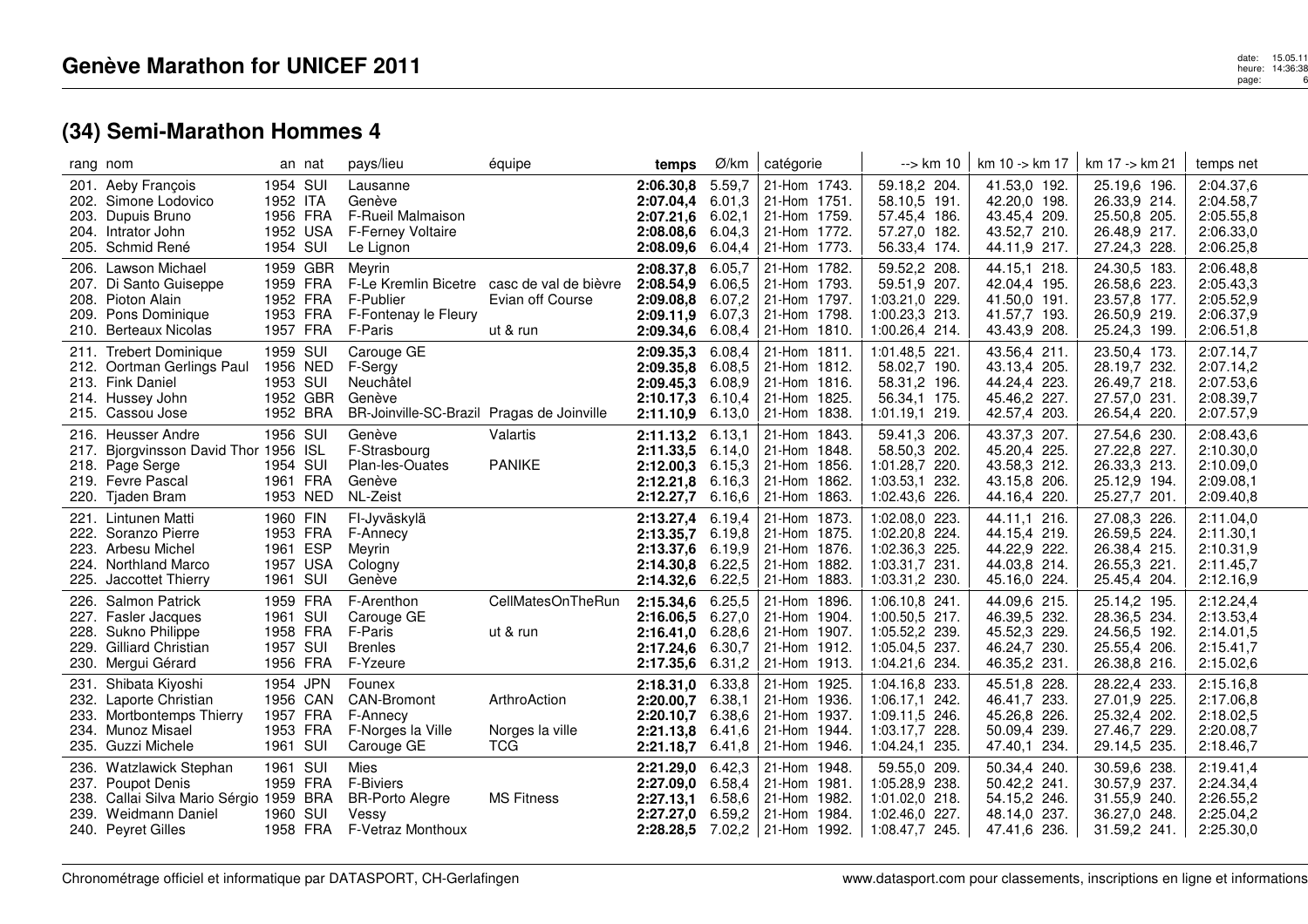# Genève Marathon for UNICEF 2011

## (34) Semi-Marathon Hommes 4

| rang | nom | an | nat | pays/lieu | équipe | temps | Ø/km | catégorie | --> km 10 | km 10 -> km 17 | km 17 -> km 21 | temps net |
|---|---|---|---|---|---|---|---|---|---|---|---|---|
| 201. | Aeby François | 1954 | SUI | Lausanne | | **2:06.30,8** | 5.59,7 | 21-Hom 1743. | 59.18,2 204. | 41.53,0 192. | 25.19,6 196. | 2:04.37,6 |
| 202. | Simone Lodovico | 1952 | ITA | Genève | | **2:07.04,4** | 6.01,3 | 21-Hom 1751. | 58.10,5 191. | 42.20,0 198. | 26.33,9 214. | 2:04.58,7 |
| 203. | Dupuis Bruno | 1956 | FRA | F-Rueil Malmaison | | **2:07.21,6** | 6.02,1 | 21-Hom 1759. | 57.45,4 186. | 43.45,4 209. | 25.50,8 205. | 2:05.55,8 |
| 204. | Intrator John | 1952 | USA | F-Ferney Voltaire | | **2:08.08,6** | 6.04,3 | 21-Hom 1772. | 57.27,0 182. | 43.52,7 210. | 26.48,9 217. | 2:06.33,0 |
| 205. | Schmid René | 1954 | SUI | Le Lignon | | **2:08.09,6** | 6.04,4 | 21-Hom 1773. | 56.33,4 174. | 44.11,9 217. | 27.24,3 228. | 2:06.25,8 |
| 206. | Lawson Michael | 1959 | GBR | Meyrin | | **2:08.37,8** | 6.05,7 | 21-Hom 1782. | 59.52,2 208. | 44.15,1 218. | 24.30,5 183. | 2:06.48,8 |
| 207. | Di Santo Guiseppe | 1959 | FRA | F-Le Kremlin Bicetre | casc de val de bièvre | **2:08.54,9** | 6.06,5 | 21-Hom 1793. | 59.51,9 207. | 42.04,4 195. | 26.58,6 223. | 2:05.43,3 |
| 208. | Pioton Alain | 1952 | FRA | F-Publier | Evian off Course | **2:09.08,8** | 6.07,2 | 21-Hom 1797. | 1:03.21,0 229. | 41.50,0 191. | 23.57,8 177. | 2:05.52,9 |
| 209. | Pons Dominique | 1953 | FRA | F-Fontenay le Fleury | | **2:09.11,9** | 6.07,3 | 21-Hom 1798. | 1:00.23,3 213. | 41.57,7 193. | 26.50,9 219. | 2:06.37,9 |
| 210. | Berteaux Nicolas | 1957 | FRA | F-Paris | ut & run | **2:09.34,6** | 6.08,4 | 21-Hom 1810. | 1:00.26,4 214. | 43.43,9 208. | 25.24,3 199. | 2:06.51,8 |
| 211. | Trebert Dominique | 1959 | SUI | Carouge GE | | **2:09.35,3** | 6.08,4 | 21-Hom 1811. | 1:01.48,5 221. | 43.56,4 211. | 23.50,4 173. | 2:07.14,7 |
| 212. | Oortman Gerlings Paul | 1956 | NED | F-Sergy | | **2:09.35,8** | 6.08,5 | 21-Hom 1812. | 58.02,7 190. | 43.13,4 205. | 28.19,7 232. | 2:07.14,2 |
| 213. | Fink Daniel | 1953 | SUI | Neuchâtel | | **2:09.45,3** | 6.08,9 | 21-Hom 1816. | 58.31,2 196. | 44.24,4 223. | 26.49,7 218. | 2:07.53,6 |
| 214. | Hussey John | 1952 | GBR | Genève | | **2:10.17,3** | 6.10,4 | 21-Hom 1825. | 56.34,1 175. | 45.46,2 227. | 27.57,0 231. | 2:08.39,7 |
| 215. | Cassou Jose | 1952 | BRA | BR-Joinville-SC-Brazil | Pragas de Joinville | **2:11.10,9** | 6.13,0 | 21-Hom 1838. | 1:01.19,1 219. | 42.57,4 203. | 26.54,4 220. | 2:07.57,9 |
| 216. | Heusser Andre | 1956 | SUI | Genève | Valartis | **2:11.13,2** | 6.13,1 | 21-Hom 1843. | 59.41,3 206. | 43.37,3 207. | 27.54,6 230. | 2:08.43,6 |
| 217. | Bjorgvinsson David Thor | 1956 | ISL | F-Strasbourg | | **2:11.33,5** | 6.14,0 | 21-Hom 1848. | 58.50,3 202. | 45.20,4 225. | 27.22,8 227. | 2:10.30,0 |
| 218. | Page Serge | 1954 | SUI | Plan-les-Ouates | PANIKE | **2:12.00,3** | 6.15,3 | 21-Hom 1856. | 1:01.28,7 220. | 43.58,3 212. | 26.33,3 213. | 2:10.09,0 |
| 219. | Fevre Pascal | 1961 | FRA | Genève | | **2:12.21,8** | 6.16,3 | 21-Hom 1862. | 1:03.53,1 232. | 43.15,8 206. | 25.12,9 194. | 2:09.08,1 |
| 220. | Tjaden Bram | 1953 | NED | NL-Zeist | | **2:12.27,7** | 6.16,6 | 21-Hom 1863. | 1:02.43,6 226. | 44.16,4 220. | 25.27,7 201. | 2:09.40,8 |
| 221. | Lintunen Matti | 1960 | FIN | FI-Jyväskylä | | **2:13.27,4** | 6.19,4 | 21-Hom 1873. | 1:02.08,0 223. | 44.11,1 216. | 27.08,3 226. | 2:11.04,0 |
| 222. | Soranzo Pierre | 1953 | FRA | F-Annecy | | **2:13.35,7** | 6.19,8 | 21-Hom 1875. | 1:02.20,8 224. | 44.15,4 219. | 26.59,5 224. | 2:11.30,1 |
| 223. | Arbesu Michel | 1961 | ESP | Meyrin | | **2:13.37,6** | 6.19,9 | 21-Hom 1876. | 1:02.36,3 225. | 44.22,9 222. | 26.38,4 215. | 2:10.31,9 |
| 224. | Northland Marco | 1957 | USA | Cologny | | **2:14.30,8** | 6.22,5 | 21-Hom 1882. | 1:03.31,7 231. | 44.03,8 214. | 26.55,3 221. | 2:11.45,7 |
| 225. | Jaccottet Thierry | 1961 | SUI | Genève | | **2:14.32,6** | 6.22,5 | 21-Hom 1883. | 1:03.31,2 230. | 45.16,0 224. | 25.45,4 204. | 2:12.16,9 |
| 226. | Salmon Patrick | 1959 | FRA | F-Arenthon | CellMatesOnTheRun | **2:15.34,6** | 6.25,5 | 21-Hom 1896. | 1:06.10,8 241. | 44.09,6 215. | 25.14,2 195. | 2:12.24,4 |
| 227. | Fasler Jacques | 1961 | SUI | Carouge GE | | **2:16.06,5** | 6.27,0 | 21-Hom 1904. | 1:00.50,5 217. | 46.39,5 232. | 28.36,5 234. | 2:13.53,4 |
| 228. | Sukno Philippe | 1958 | FRA | F-Paris | ut & run | **2:16.41,0** | 6.28,6 | 21-Hom 1907. | 1:05.52,2 239. | 45.52,3 229. | 24.56,5 192. | 2:14.01,5 |
| 229. | Gilliard Christian | 1957 | SUI | Brenles | | **2:17.24,6** | 6.30,7 | 21-Hom 1912. | 1:05.04,5 237. | 46.24,7 230. | 25.55,4 206. | 2:15.41,7 |
| 230. | Mergui Gérard | 1956 | FRA | F-Yzeure | | **2:17.35,6** | 6.31,2 | 21-Hom 1913. | 1:04.21,6 234. | 46.35,2 231. | 26.38,8 216. | 2:15.02,6 |
| 231. | Shibata Kiyoshi | 1954 | JPN | Founex | | **2:18.31,0** | 6.33,8 | 21-Hom 1925. | 1:04.16,8 233. | 45.51,8 228. | 28.22,4 233. | 2:15.16,8 |
| 232. | Laporte Christian | 1956 | CAN | CAN-Bromont | ArthroAction | **2:20.00,7** | 6.38,1 | 21-Hom 1936. | 1:06.17,1 242. | 46.41,7 233. | 27.01,9 225. | 2:17.06,8 |
| 233. | Mortbontemps Thierry | 1957 | FRA | F-Annecy | | **2:20.10,7** | 6.38,6 | 21-Hom 1937. | 1:09.11,5 246. | 45.26,8 226. | 25.32,4 202. | 2:18.02,5 |
| 234. | Munoz Misael | 1953 | FRA | F-Norges la Ville | Norges la ville | **2:21.13,8** | 6.41,6 | 21-Hom 1944. | 1:03.17,7 228. | 50.09,4 239. | 27.46,7 229. | 2:20.08,7 |
| 235. | Guzzi Michele | 1961 | SUI | Carouge GE | TCG | **2:21.18,7** | 6.41,8 | 21-Hom 1946. | 1:04.24,1 235. | 47.40,1 234. | 29.14,5 235. | 2:18.46,7 |
| 236. | Watzlawick Stephan | 1961 | SUI | Mies | | **2:21.29,0** | 6.42,3 | 21-Hom 1948. | 59.55,0 209. | 50.34,4 240. | 30.59,6 238. | 2:19.41,4 |
| 237. | Poupot Denis | 1959 | FRA | F-Biviers | | **2:27.09,0** | 6.58,4 | 21-Hom 1981. | 1:05.28,9 238. | 50.42,2 241. | 30.57,9 237. | 2:24.34,4 |
| 238. | Callai Silva Mario Sérgio | 1959 | BRA | BR-Porto Alegre | MS Fitness | **2:27.13,1** | 6.58,6 | 21-Hom 1982. | 1:01.02,0 218. | 54.15,2 246. | 31.55,9 240. | 2:26.55,2 |
| 239. | Weidmann Daniel | 1960 | SUI | Vessy | | **2:27.27,0** | 6.59,2 | 21-Hom 1984. | 1:02.46,0 227. | 48.14,0 237. | 36.27,0 248. | 2:25.04,2 |
| 240. | Peyret Gilles | 1958 | FRA | F-Vetraz Monthoux | | **2:28.28,5** | 7.02,2 | 21-Hom 1992. | 1:08.47,7 245. | 47.41,6 236. | 31.59,2 241. | 2:25.30,0 |

Chronométrage officiel et informatique par DATASPORT, CH-Gerlafingen

www.datasport.com pour classements, inscriptions en ligne et informations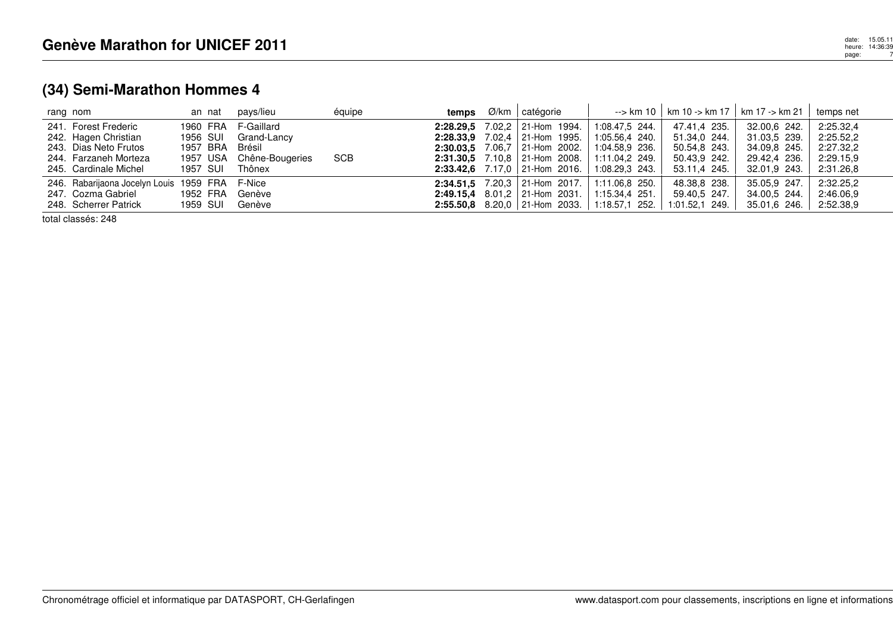## (34) Semi-Marathon Hommes 4

| rang | nom | an | nat | pays/lieu | équipe | **temps** | Ø/km | catégorie | --> km 10 | km 10 -> km 17 | km 17 -> km 21 | temps net |
|---|---|---|---|---|---|---|---|---|---|---|---|---|
| 241. | Forest Frederic | 1960 | FRA | F-Gaillard | | **2:28.29,5** | 7.02,2 | 21-Hom 1994. | 1:08.47,5 244. | 47.41,4 235. | 32.00,6 242. | 2:25.32,4 |
| 242. | Hagen Christian | 1956 | SUI | Grand-Lancy | | **2:28.33,9** | 7.02,4 | 21-Hom 1995. | 1:05.56,4 240. | 51.34,0 244. | 31.03,5 239. | 2:25.52,2 |
| 243. | Dias Neto Frutos | 1957 | BRA | Brésil | | **2:30.03,5** | 7.06,7 | 21-Hom 2002. | 1:04.58,9 236. | 50.54,8 243. | 34.09,8 245. | 2:27.32,2 |
| 244. | Farzaneh Morteza | 1957 | USA | Chêne-Bougeries | SCB | **2:31.30,5** | 7.10,8 | 21-Hom 2008. | 1:11.04,2 249. | 50.43,9 242. | 29.42,4 236. | 2:29.15,9 |
| 245. | Cardinale Michel | 1957 | SUI | Thônex | | **2:33.42,6** | 7.17,0 | 21-Hom 2016. | 1:08.29,3 243. | 53.11,4 245. | 32.01,9 243. | 2:31.26,8 |
| 246. | Rabarijaona Jocelyn Louis | 1959 | FRA | F-Nice | | **2:34.51,5** | 7.20,3 | 21-Hom 2017. | 1:11.06,8 250. | 48.38,8 238. | 35.05,9 247. | 2:32.25,2 |
| 247. | Cozma Gabriel | 1952 | FRA | Genève | | **2:49.15,4** | 8.01,2 | 21-Hom 2031. | 1:15.34,4 251. | 59.40,5 247. | 34.00,5 244. | 2:46.06,9 |
| 248. | Scherrer Patrick | 1959 | SUI | Genève | | **2:55.50,8** | 8.20,0 | 21-Hom 2033. | 1:18.57,1 252. | 1:01.52,1 249. | 35.01,6 246. | 2:52.38,9 |

total classés: 248